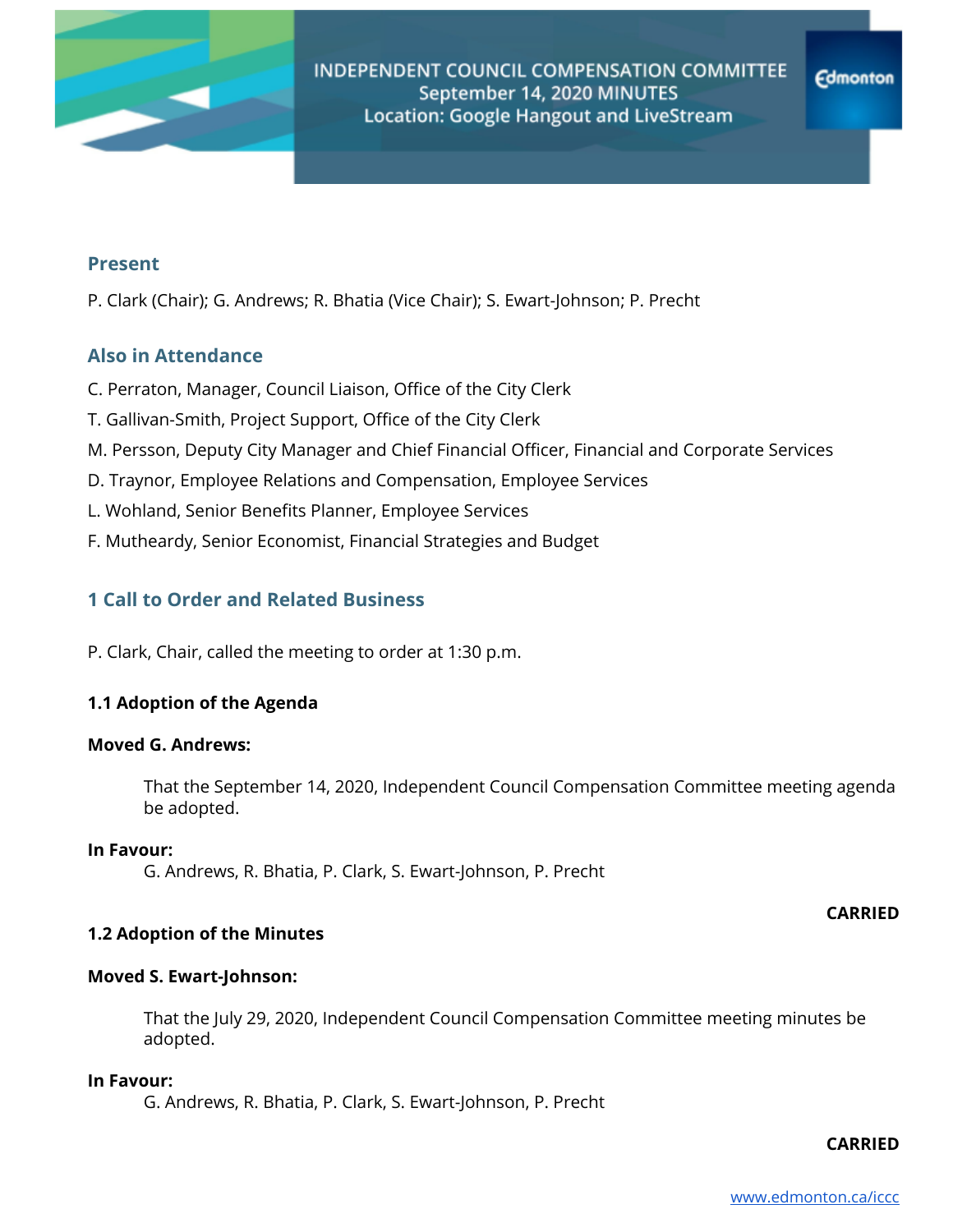# INDEPENDENT COUNCIL COMPENSATION COMMITTEE
## September 14, 2020 MINUTES
### Location: Google Hangout and LiveStream

## Present

P. Clark (Chair); G. Andrews; R. Bhatia (Vice Chair); S. Ewart-Johnson; P. Precht

## Also in Attendance

C. Perraton, Manager, Council Liaison, Office of the City Clerk

T. Gallivan-Smith, Project Support, Office of the City Clerk

M. Persson, Deputy City Manager and Chief Financial Officer, Financial and Corporate Services

D. Traynor, Employee Relations and Compensation, Employee Services

L. Wohland, Senior Benefits Planner, Employee Services

F. Mutheardy, Senior Economist, Financial Strategies and Budget

## 1 Call to Order and Related Business

P. Clark, Chair, called the meeting to order at 1:30 p.m.

### 1.1 Adoption of the Agenda

**Moved G. Andrews:**

> That the September 14, 2020, Independent Council Compensation Committee meeting agenda be adopted.

**In Favour:**

> G. Andrews, R. Bhatia, P. Clark, S. Ewart-Johnson, P. Precht

**CARRIED**

### 1.2 Adoption of the Minutes

**Moved S. Ewart-Johnson:**

> That the July 29, 2020, Independent Council Compensation Committee meeting minutes be adopted.

**In Favour:**

> G. Andrews, R. Bhatia, P. Clark, S. Ewart-Johnson, P. Precht

**CARRIED**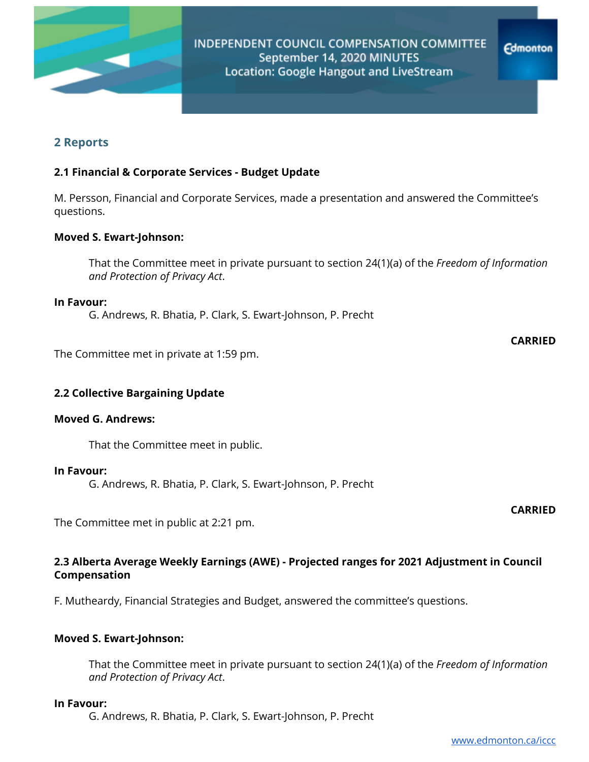## 2 Reports

### 2.1 Financial & Corporate Services - Budget Update

M. Persson, Financial and Corporate Services, made a presentation and answered the Committee's questions.

**Moved S. Ewart-Johnson:**

> That the Committee meet in private pursuant to section 24(1)(a) of the *Freedom of Information and Protection of Privacy Act*.

**In Favour:**

> G. Andrews, R. Bhatia, P. Clark, S. Ewart-Johnson, P. Precht

**CARRIED**

The Committee met in private at 1:59 pm.

### 2.2 Collective Bargaining Update

**Moved G. Andrews:**

> That the Committee meet in public.

**In Favour:**

> G. Andrews, R. Bhatia, P. Clark, S. Ewart-Johnson, P. Precht

**CARRIED**

The Committee met in public at 2:21 pm.

### 2.3 Alberta Average Weekly Earnings (AWE) - Projected ranges for 2021 Adjustment in Council Compensation

F. Mutheardy, Financial Strategies and Budget, answered the committee's questions.

**Moved S. Ewart-Johnson:**

> That the Committee meet in private pursuant to section 24(1)(a) of the *Freedom of Information and Protection of Privacy Act*.

**In Favour:**

> G. Andrews, R. Bhatia, P. Clark, S. Ewart-Johnson, P. Precht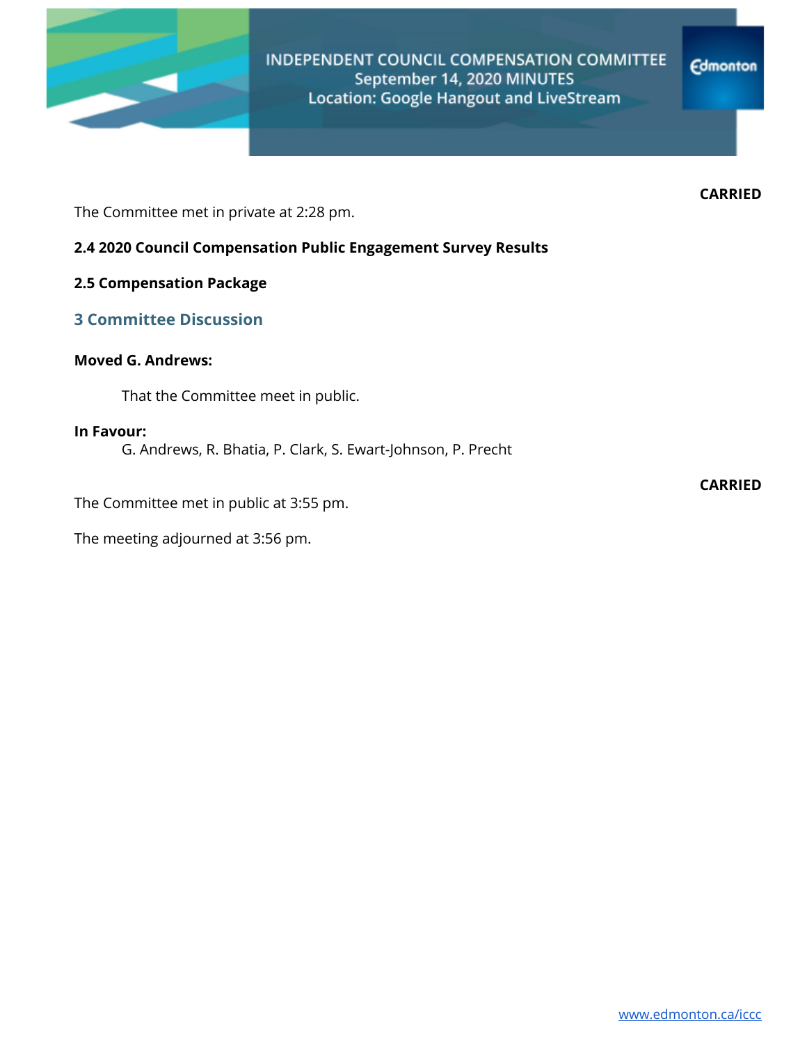**CARRIED**

The Committee met in private at 2:28 pm.

**2.4 2020 Council Compensation Public Engagement Survey Results**

**2.5 Compensation Package**

## 3 Committee Discussion

**Moved G. Andrews:**

That the Committee meet in public.

**In Favour:**

G. Andrews, R. Bhatia, P. Clark, S. Ewart-Johnson, P. Precht

**CARRIED**

The Committee met in public at 3:55 pm.

The meeting adjourned at 3:56 pm.